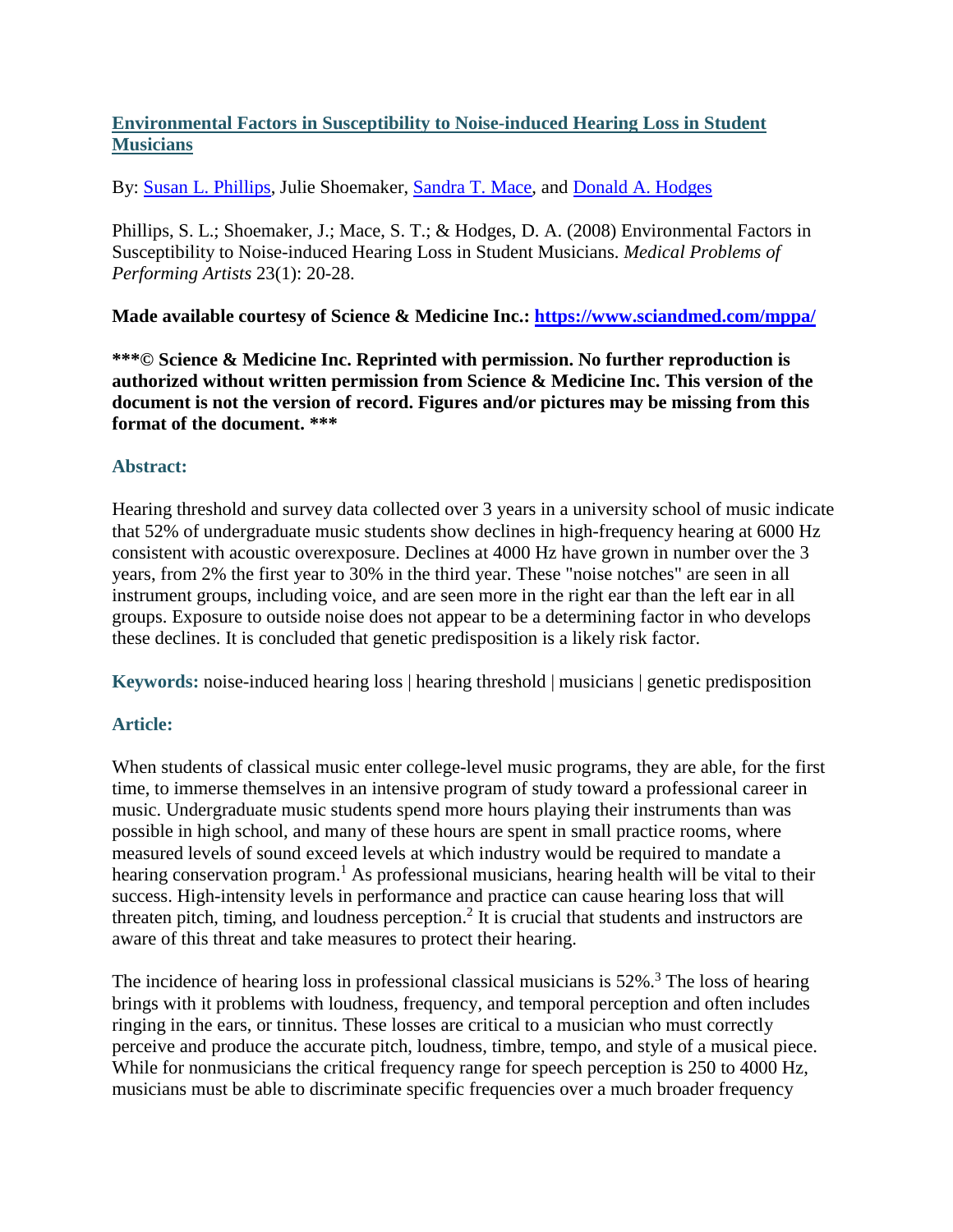# [Environmental Factors in Susceptibility to Noise-induced Hearing Loss in Student Musicians](#)

By: [Susan L. Phillips](#), Julie Shoemaker, [Sandra T. Mace](#), and [Donald A. Hodges](#)

Phillips, S. L.; Shoemaker, J.; Mace, S. T.; & Hodges, D. A. (2008) Environmental Factors in Susceptibility to Noise-induced Hearing Loss in Student Musicians. *Medical Problems of Performing Artists* 23(1): 20-28.

**Made available courtesy of Science & Medicine Inc.: [https://www.sciandmed.com/mppa/](https://www.sciandmed.com/mppa/)**

**\*\*\*© Science & Medicine Inc. Reprinted with permission. No further reproduction is authorized without written permission from Science & Medicine Inc. This version of the document is not the version of record. Figures and/or pictures may be missing from this format of the document. \*\*\***

## Abstract:

Hearing threshold and survey data collected over 3 years in a university school of music indicate that 52% of undergraduate music students show declines in high-frequency hearing at 6000 Hz consistent with acoustic overexposure. Declines at 4000 Hz have grown in number over the 3 years, from 2% the first year to 30% in the third year. These "noise notches" are seen in all instrument groups, including voice, and are seen more in the right ear than the left ear in all groups. Exposure to outside noise does not appear to be a determining factor in who develops these declines. It is concluded that genetic predisposition is a likely risk factor.

**Keywords:** noise-induced hearing loss | hearing threshold | musicians | genetic predisposition

## Article:

When students of classical music enter college-level music programs, they are able, for the first time, to immerse themselves in an intensive program of study toward a professional career in music. Undergraduate music students spend more hours playing their instruments than was possible in high school, and many of these hours are spent in small practice rooms, where measured levels of sound exceed levels at which industry would be required to mandate a hearing conservation program.[1] As professional musicians, hearing health will be vital to their success. High-intensity levels in performance and practice can cause hearing loss that will threaten pitch, timing, and loudness perception.[2] It is crucial that students and instructors are aware of this threat and take measures to protect their hearing.

The incidence of hearing loss in professional classical musicians is 52%.[3] The loss of hearing brings with it problems with loudness, frequency, and temporal perception and often includes ringing in the ears, or tinnitus. These losses are critical to a musician who must correctly perceive and produce the accurate pitch, loudness, timbre, tempo, and style of a musical piece. While for nonmusicians the critical frequency range for speech perception is 250 to 4000 Hz, musicians must be able to discriminate specific frequencies over a much broader frequency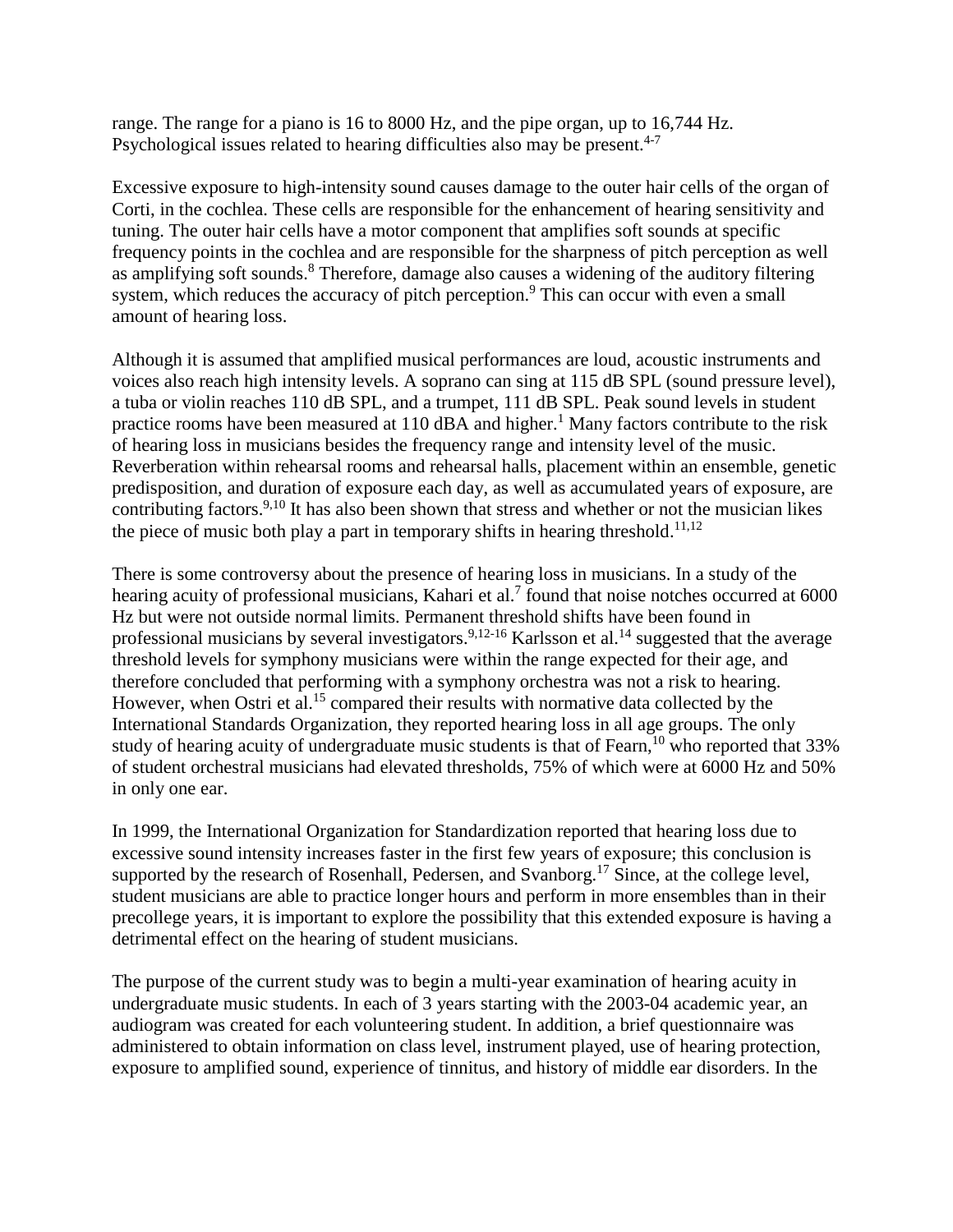range. The range for a piano is 16 to 8000 Hz, and the pipe organ, up to 16,744 Hz. Psychological issues related to hearing difficulties also may be present.[4-7]

Excessive exposure to high-intensity sound causes damage to the outer hair cells of the organ of Corti, in the cochlea. These cells are responsible for the enhancement of hearing sensitivity and tuning. The outer hair cells have a motor component that amplifies soft sounds at specific frequency points in the cochlea and are responsible for the sharpness of pitch perception as well as amplifying soft sounds.[8] Therefore, damage also causes a widening of the auditory filtering system, which reduces the accuracy of pitch perception.[9] This can occur with even a small amount of hearing loss.

Although it is assumed that amplified musical performances are loud, acoustic instruments and voices also reach high intensity levels. A soprano can sing at 115 dB SPL (sound pressure level), a tuba or violin reaches 110 dB SPL, and a trumpet, 111 dB SPL. Peak sound levels in student practice rooms have been measured at 110 dBA and higher.[1] Many factors contribute to the risk of hearing loss in musicians besides the frequency range and intensity level of the music. Reverberation within rehearsal rooms and rehearsal halls, placement within an ensemble, genetic predisposition, and duration of exposure each day, as well as accumulated years of exposure, are contributing factors.[9,10] It has also been shown that stress and whether or not the musician likes the piece of music both play a part in temporary shifts in hearing threshold.[11,12]

There is some controversy about the presence of hearing loss in musicians. In a study of the hearing acuity of professional musicians, Kahari et al.[7] found that noise notches occurred at 6000 Hz but were not outside normal limits. Permanent threshold shifts have been found in professional musicians by several investigators.[9,12-16] Karlsson et al.[14] suggested that the average threshold levels for symphony musicians were within the range expected for their age, and therefore concluded that performing with a symphony orchestra was not a risk to hearing. However, when Ostri et al.[15] compared their results with normative data collected by the International Standards Organization, they reported hearing loss in all age groups. The only study of hearing acuity of undergraduate music students is that of Fearn,[10] who reported that 33% of student orchestral musicians had elevated thresholds, 75% of which were at 6000 Hz and 50% in only one ear.

In 1999, the International Organization for Standardization reported that hearing loss due to excessive sound intensity increases faster in the first few years of exposure; this conclusion is supported by the research of Rosenhall, Pedersen, and Svanborg.[17] Since, at the college level, student musicians are able to practice longer hours and perform in more ensembles than in their precollege years, it is important to explore the possibility that this extended exposure is having a detrimental effect on the hearing of student musicians.

The purpose of the current study was to begin a multi-year examination of hearing acuity in undergraduate music students. In each of 3 years starting with the 2003-04 academic year, an audiogram was created for each volunteering student. In addition, a brief questionnaire was administered to obtain information on class level, instrument played, use of hearing protection, exposure to amplified sound, experience of tinnitus, and history of middle ear disorders. In the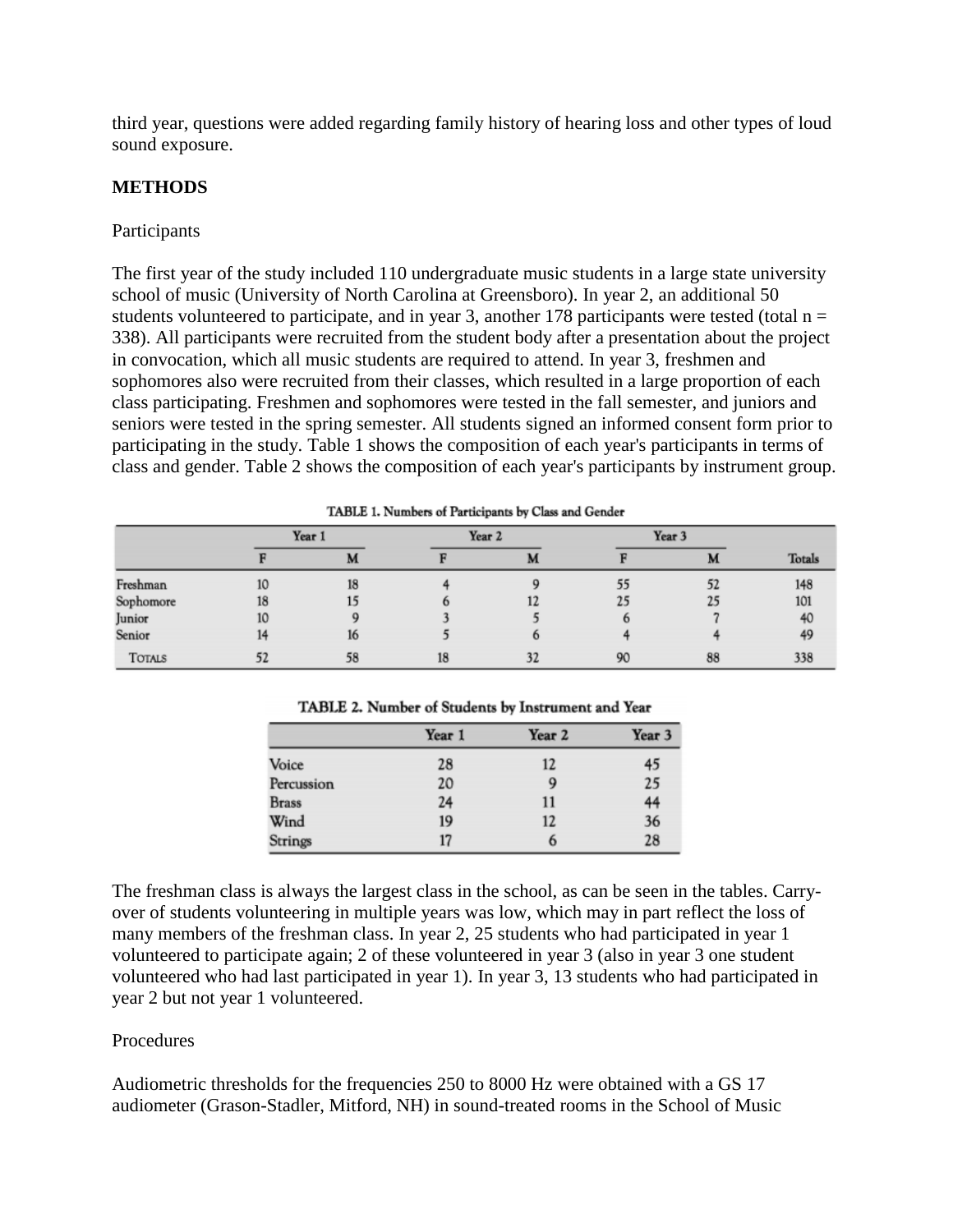third year, questions were added regarding family history of hearing loss and other types of loud sound exposure.

## METHODS

Participants

The first year of the study included 110 undergraduate music students in a large state university school of music (University of North Carolina at Greensboro). In year 2, an additional 50 students volunteered to participate, and in year 3, another 178 participants were tested (total n = 338). All participants were recruited from the student body after a presentation about the project in convocation, which all music students are required to attend. In year 3, freshmen and sophomores also were recruited from their classes, which resulted in a large proportion of each class participating. Freshmen and sophomores were tested in the fall semester, and juniors and seniors were tested in the spring semester. All students signed an informed consent form prior to participating in the study. Table 1 shows the composition of each year's participants in terms of class and gender. Table 2 shows the composition of each year's participants by instrument group.

TABLE 1. Numbers of Participants by Class and Gender

| | Year 1 | | Year 2 | | Year 3 | | |
|---|---|---|---|---|---|---|---|
| | F | M | F | M | F | M | Totals |
| Freshman | 10 | 18 | 4 | 9 | 55 | 52 | 148 |
| Sophomore | 18 | 15 | 6 | 12 | 25 | 25 | 101 |
| Junior | 10 | 9 | 3 | 5 | 6 | 7 | 40 |
| Senior | 14 | 16 | 5 | 6 | 4 | 4 | 49 |
| Totals | 52 | 58 | 18 | 32 | 90 | 88 | 338 |

TABLE 2. Number of Students by Instrument and Year

| | Year 1 | Year 2 | Year 3 |
|---|---|---|---|
| Voice | 28 | 12 | 45 |
| Percussion | 20 | 9 | 25 |
| Brass | 24 | 11 | 44 |
| Wind | 19 | 12 | 36 |
| Strings | 17 | 6 | 28 |

The freshman class is always the largest class in the school, as can be seen in the tables. Carry-over of students volunteering in multiple years was low, which may in part reflect the loss of many members of the freshman class. In year 2, 25 students who had participated in year 1 volunteered to participate again; 2 of these volunteered in year 3 (also in year 3 one student volunteered who had last participated in year 1). In year 3, 13 students who had participated in year 2 but not year 1 volunteered.

Procedures

Audiometric thresholds for the frequencies 250 to 8000 Hz were obtained with a GS 17 audiometer (Grason-Stadler, Mitford, NH) in sound-treated rooms in the School of Music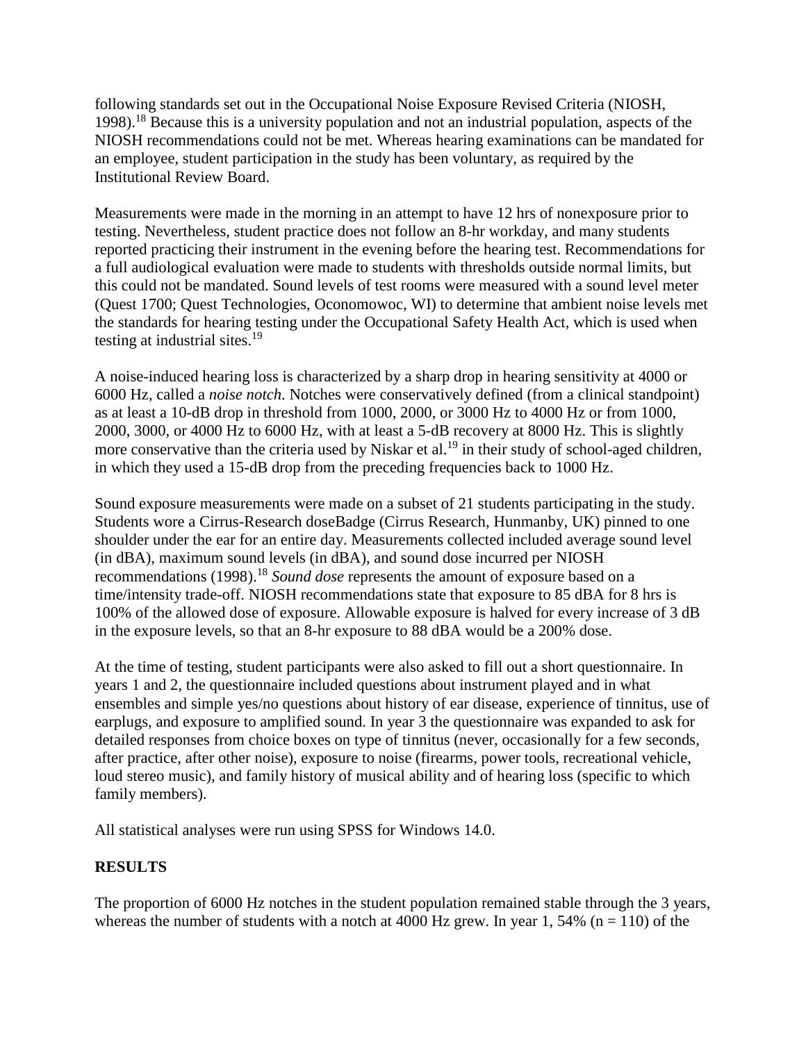following standards set out in the Occupational Noise Exposure Revised Criteria (NIOSH, 1998).[18] Because this is a university population and not an industrial population, aspects of the NIOSH recommendations could not be met. Whereas hearing examinations can be mandated for an employee, student participation in the study has been voluntary, as required by the Institutional Review Board.

Measurements were made in the morning in an attempt to have 12 hrs of nonexposure prior to testing. Nevertheless, student practice does not follow an 8-hr workday, and many students reported practicing their instrument in the evening before the hearing test. Recommendations for a full audiological evaluation were made to students with thresholds outside normal limits, but this could not be mandated. Sound levels of test rooms were measured with a sound level meter (Quest 1700; Quest Technologies, Oconomowoc, WI) to determine that ambient noise levels met the standards for hearing testing under the Occupational Safety Health Act, which is used when testing at industrial sites.[19]

A noise-induced hearing loss is characterized by a sharp drop in hearing sensitivity at 4000 or 6000 Hz, called a *noise notch*. Notches were conservatively defined (from a clinical standpoint) as at least a 10-dB drop in threshold from 1000, 2000, or 3000 Hz to 4000 Hz or from 1000, 2000, 3000, or 4000 Hz to 6000 Hz, with at least a 5-dB recovery at 8000 Hz. This is slightly more conservative than the criteria used by Niskar et al.[19] in their study of school-aged children, in which they used a 15-dB drop from the preceding frequencies back to 1000 Hz.

Sound exposure measurements were made on a subset of 21 students participating in the study. Students wore a Cirrus-Research doseBadge (Cirrus Research, Hunmanby, UK) pinned to one shoulder under the ear for an entire day. Measurements collected included average sound level (in dBA), maximum sound levels (in dBA), and sound dose incurred per NIOSH recommendations (1998).[18] *Sound dose* represents the amount of exposure based on a time/intensity trade-off. NIOSH recommendations state that exposure to 85 dBA for 8 hrs is 100% of the allowed dose of exposure. Allowable exposure is halved for every increase of 3 dB in the exposure levels, so that an 8-hr exposure to 88 dBA would be a 200% dose.

At the time of testing, student participants were also asked to fill out a short questionnaire. In years 1 and 2, the questionnaire included questions about instrument played and in what ensembles and simple yes/no questions about history of ear disease, experience of tinnitus, use of earplugs, and exposure to amplified sound. In year 3 the questionnaire was expanded to ask for detailed responses from choice boxes on type of tinnitus (never, occasionally for a few seconds, after practice, after other noise), exposure to noise (firearms, power tools, recreational vehicle, loud stereo music), and family history of musical ability and of hearing loss (specific to which family members).

All statistical analyses were run using SPSS for Windows 14.0.

## RESULTS

The proportion of 6000 Hz notches in the student population remained stable through the 3 years, whereas the number of students with a notch at 4000 Hz grew. In year 1, 54% ($n = 110$) of the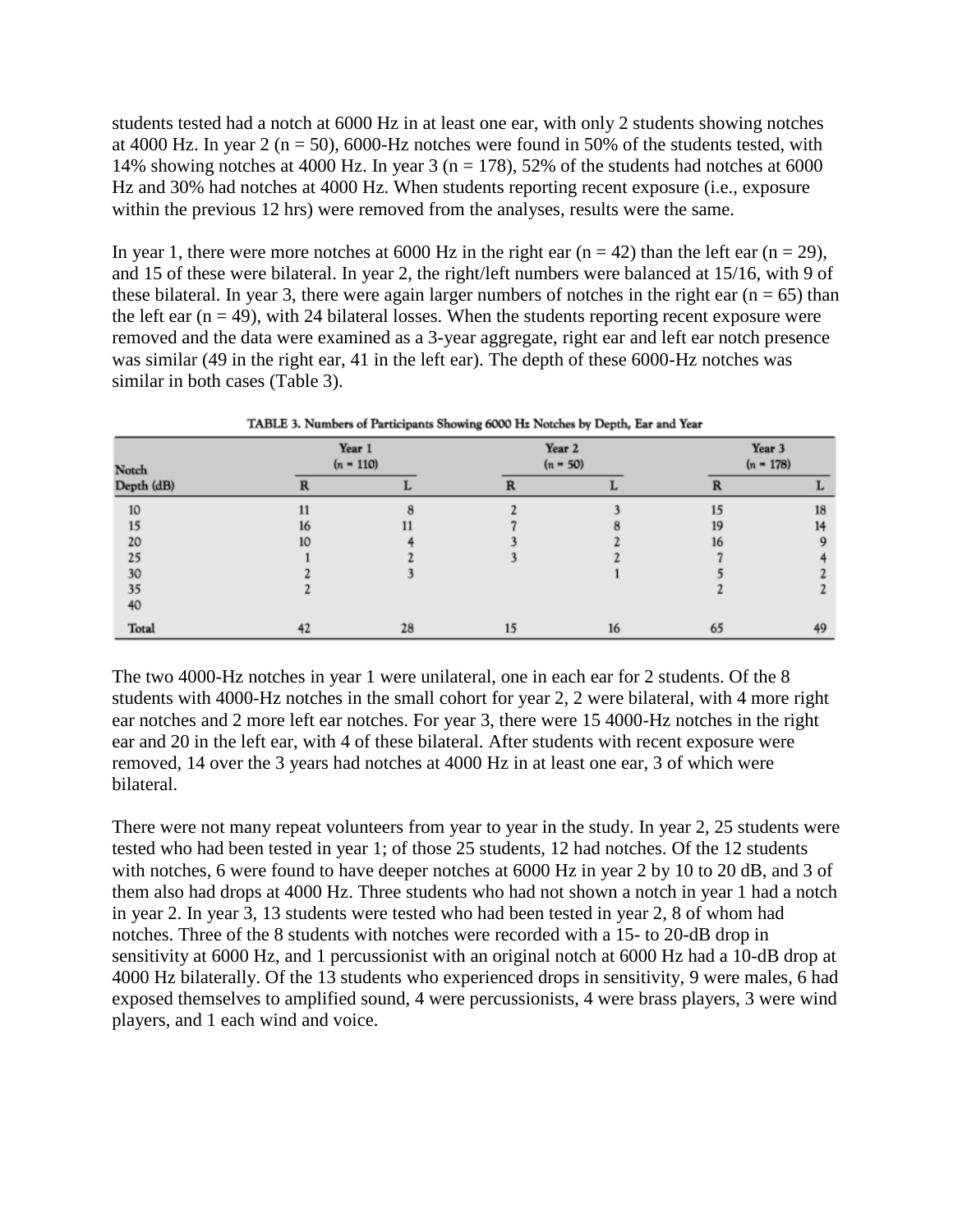students tested had a notch at 6000 Hz in at least one ear, with only 2 students showing notches at 4000 Hz. In year 2 (n = 50), 6000-Hz notches were found in 50% of the students tested, with 14% showing notches at 4000 Hz. In year 3 (n = 178), 52% of the students had notches at 6000 Hz and 30% had notches at 4000 Hz. When students reporting recent exposure (i.e., exposure within the previous 12 hrs) were removed from the analyses, results were the same.

In year 1, there were more notches at 6000 Hz in the right ear (n = 42) than the left ear (n = 29), and 15 of these were bilateral. In year 2, the right/left numbers were balanced at 15/16, with 9 of these bilateral. In year 3, there were again larger numbers of notches in the right ear (n = 65) than the left ear (n = 49), with 24 bilateral losses. When the students reporting recent exposure were removed and the data were examined as a 3-year aggregate, right ear and left ear notch presence was similar (49 in the right ear, 41 in the left ear). The depth of these 6000-Hz notches was similar in both cases (Table 3).

TABLE 3. Numbers of Participants Showing 6000 Hz Notches by Depth, Ear and Year

| Notch Depth (dB) | Year 1 (n = 110) | | Year 2 (n = 50) | | Year 3 (n = 178) | |
|---|---|---|---|---|---|---|
| | R | L | R | L | R | L |
| 10 | 11 | 8 | 2 | 3 | 15 | 18 |
| 15 | 16 | 11 | 7 | 8 | 19 | 14 |
| 20 | 10 | 4 | 3 | 2 | 16 | 9 |
| 25 | 1 | 2 | 3 | 2 | 7 | 4 |
| 30 | 2 | 3 | | 1 | 5 | 2 |
| 35 | 2 | | | | 2 | 2 |
| 40 | | | | | | |
| Total | 42 | 28 | 15 | 16 | 65 | 49 |

The two 4000-Hz notches in year 1 were unilateral, one in each ear for 2 students. Of the 8 students with 4000-Hz notches in the small cohort for year 2, 2 were bilateral, with 4 more right ear notches and 2 more left ear notches. For year 3, there were 15 4000-Hz notches in the right ear and 20 in the left ear, with 4 of these bilateral. After students with recent exposure were removed, 14 over the 3 years had notches at 4000 Hz in at least one ear, 3 of which were bilateral.

There were not many repeat volunteers from year to year in the study. In year 2, 25 students were tested who had been tested in year 1; of those 25 students, 12 had notches. Of the 12 students with notches, 6 were found to have deeper notches at 6000 Hz in year 2 by 10 to 20 dB, and 3 of them also had drops at 4000 Hz. Three students who had not shown a notch in year 1 had a notch in year 2. In year 3, 13 students were tested who had been tested in year 2, 8 of whom had notches. Three of the 8 students with notches were recorded with a 15- to 20-dB drop in sensitivity at 6000 Hz, and 1 percussionist with an original notch at 6000 Hz had a 10-dB drop at 4000 Hz bilaterally. Of the 13 students who experienced drops in sensitivity, 9 were males, 6 had exposed themselves to amplified sound, 4 were percussionists, 4 were brass players, 3 were wind players, and 1 each wind and voice.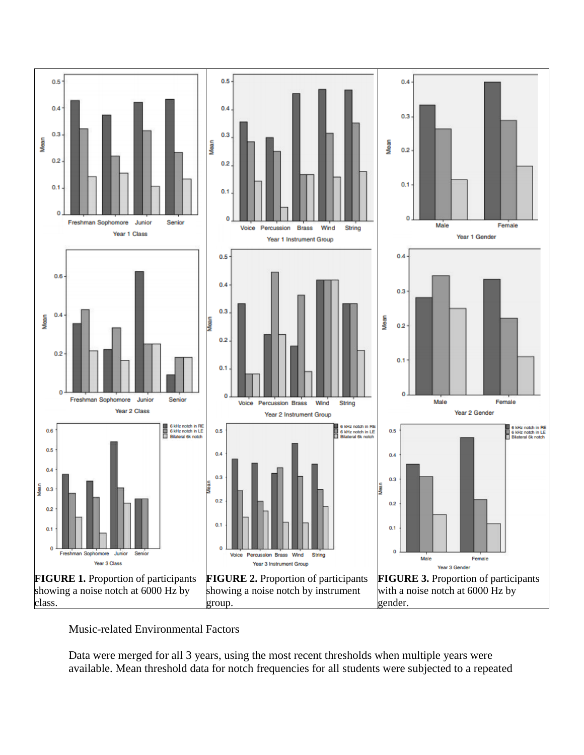**FIGURE 1.** Proportion of participants showing a noise notch at 6000 Hz by class.

**FIGURE 2.** Proportion of participants showing a noise notch by instrument group.

**FIGURE 3.** Proportion of participants with a noise notch at 6000 Hz by gender.

Music-related Environmental Factors

Data were merged for all 3 years, using the most recent thresholds when multiple years were available. Mean threshold data for notch frequencies for all students were subjected to a repeated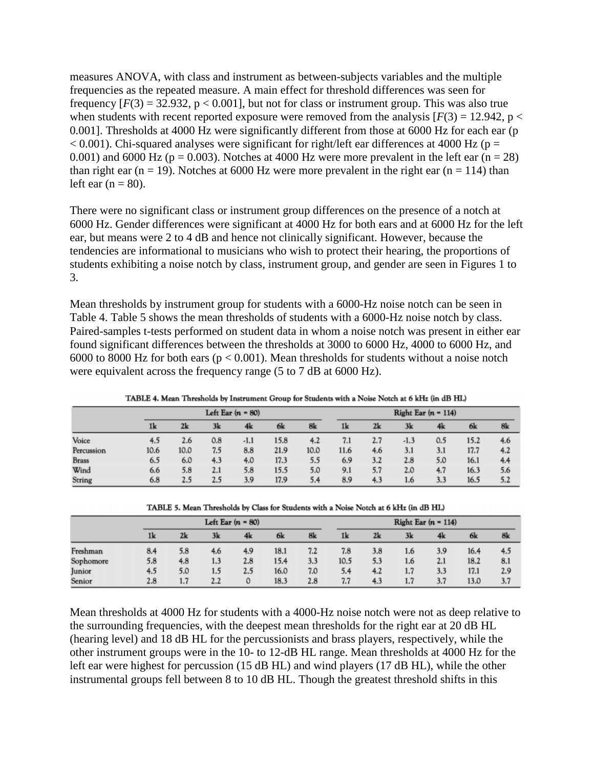measures ANOVA, with class and instrument as between-subjects variables and the multiple frequencies as the repeated measure. A main effect for threshold differences was seen for frequency [$F(3) = 32.932$, $p < 0.001$], but not for class or instrument group. This was also true when students with recent reported exposure were removed from the analysis [$F(3) = 12.942$, $p < 0.001$]. Thresholds at 4000 Hz were significantly different from those at 6000 Hz for each ear ($p < 0.001$). Chi-squared analyses were significant for right/left ear differences at 4000 Hz ($p = 0.001$) and 6000 Hz ($p = 0.003$). Notches at 4000 Hz were more prevalent in the left ear (n = 28) than right ear (n = 19). Notches at 6000 Hz were more prevalent in the right ear (n = 114) than left ear (n = 80).

There were no significant class or instrument group differences on the presence of a notch at 6000 Hz. Gender differences were significant at 4000 Hz for both ears and at 6000 Hz for the left ear, but means were 2 to 4 dB and hence not clinically significant. However, because the tendencies are informational to musicians who wish to protect their hearing, the proportions of students exhibiting a noise notch by class, instrument group, and gender are seen in Figures 1 to 3.

Mean thresholds by instrument group for students with a 6000-Hz noise notch can be seen in Table 4. Table 5 shows the mean thresholds of students with a 6000-Hz noise notch by class. Paired-samples t-tests performed on student data in whom a noise notch was present in either ear found significant differences between the thresholds at 3000 to 6000 Hz, 4000 to 6000 Hz, and 6000 to 8000 Hz for both ears ($p < 0.001$). Mean thresholds for students without a noise notch were equivalent across the frequency range (5 to 7 dB at 6000 Hz).

**TABLE 4. Mean Thresholds by Instrument Group for Students with a Noise Notch at 6 kHz (in dB HL)**

| | Left Ear (n = 80) | | | | | | Right Ear (n = 114) | | | | | |
|---|---|---|---|---|---|---|---|---|---|---|---|---|
| | 1k | 2k | 3k | 4k | 6k | 8k | 1k | 2k | 3k | 4k | 6k | 8k |
| Voice | 4.5 | 2.6 | 0.8 | -1.1 | 15.8 | 4.2 | 7.1 | 2.7 | -1.3 | 0.5 | 15.2 | 4.6 |
| Percussion | 10.6 | 10.0 | 7.5 | 8.8 | 21.9 | 10.0 | 11.6 | 4.6 | 3.1 | 3.1 | 17.7 | 4.2 |
| Brass | 6.5 | 6.0 | 4.3 | 4.0 | 17.3 | 5.5 | 6.9 | 3.2 | 2.8 | 5.0 | 16.1 | 4.4 |
| Wind | 6.6 | 5.8 | 2.1 | 5.8 | 15.5 | 5.0 | 9.1 | 5.7 | 2.0 | 4.7 | 16.3 | 5.6 |
| String | 6.8 | 2.5 | 2.5 | 3.9 | 17.9 | 5.4 | 8.9 | 4.3 | 1.6 | 3.3 | 16.5 | 5.2 |

**TABLE 5. Mean Thresholds by Class for Students with a Noise Notch at 6 kHz (in dB HL)**

| | Left Ear (n = 80) | | | | | | Right Ear (n = 114) | | | | | |
|---|---|---|---|---|---|---|---|---|---|---|---|---|
| | 1k | 2k | 3k | 4k | 6k | 8k | 1k | 2k | 3k | 4k | 6k | 8k |
| Freshman | 8.4 | 5.8 | 4.6 | 4.9 | 18.1 | 7.2 | 7.8 | 3.8 | 1.6 | 3.9 | 16.4 | 4.5 |
| Sophomore | 5.8 | 4.8 | 1.3 | 2.8 | 15.4 | 3.3 | 10.5 | 5.3 | 1.6 | 2.1 | 18.2 | 8.1 |
| Junior | 4.5 | 5.0 | 1.5 | 2.5 | 16.0 | 7.0 | 5.4 | 4.2 | 1.7 | 3.3 | 17.1 | 2.9 |
| Senior | 2.8 | 1.7 | 2.2 | 0 | 18.3 | 2.8 | 7.7 | 4.3 | 1.7 | 3.7 | 13.0 | 3.7 |

Mean thresholds at 4000 Hz for students with a 4000-Hz noise notch were not as deep relative to the surrounding frequencies, with the deepest mean thresholds for the right ear at 20 dB HL (hearing level) and 18 dB HL for the percussionists and brass players, respectively, while the other instrument groups were in the 10- to 12-dB HL range. Mean thresholds at 4000 Hz for the left ear were highest for percussion (15 dB HL) and wind players (17 dB HL), while the other instrumental groups fell between 8 to 10 dB HL. Though the greatest threshold shifts in this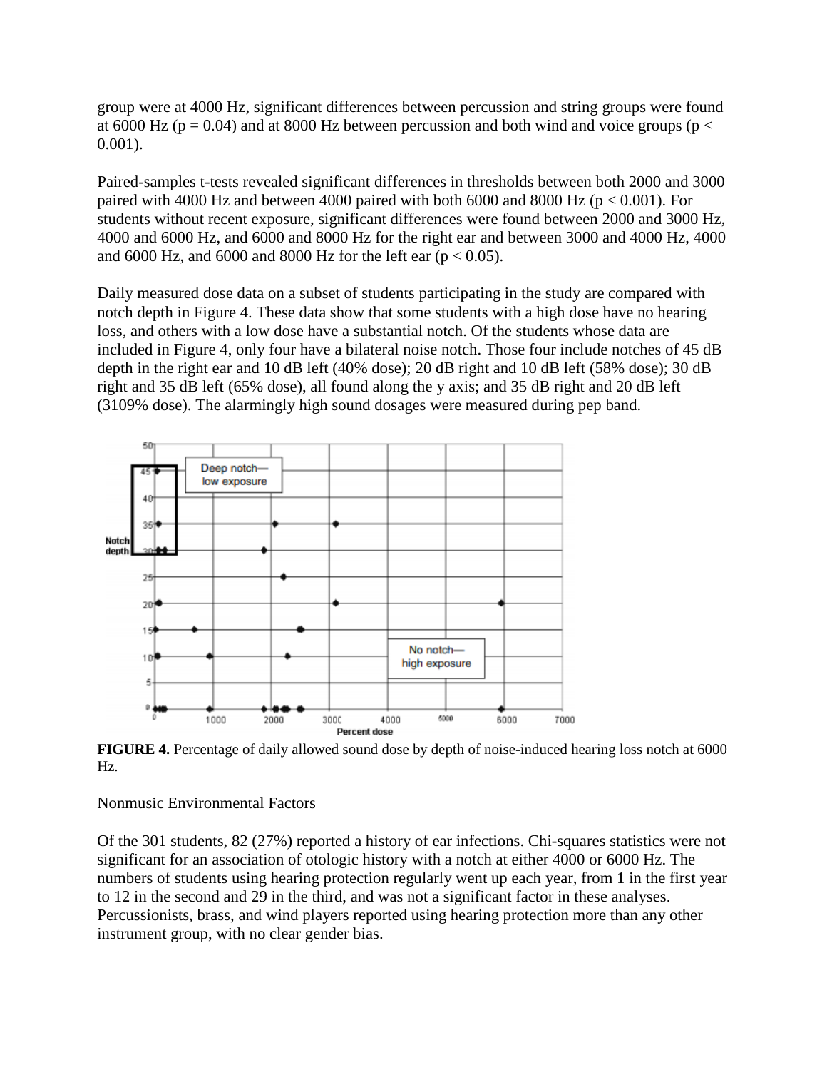group were at 4000 Hz, significant differences between percussion and string groups were found at 6000 Hz ($p = 0.04$) and at 8000 Hz between percussion and both wind and voice groups ($p < 0.001$).

Paired-samples t-tests revealed significant differences in thresholds between both 2000 and 3000 paired with 4000 Hz and between 4000 paired with both 6000 and 8000 Hz ($p < 0.001$). For students without recent exposure, significant differences were found between 2000 and 3000 Hz, 4000 and 6000 Hz, and 6000 and 8000 Hz for the right ear and between 3000 and 4000 Hz, 4000 and 6000 Hz, and 6000 and 8000 Hz for the left ear ($p < 0.05$).

Daily measured dose data on a subset of students participating in the study are compared with notch depth in Figure 4. These data show that some students with a high dose have no hearing loss, and others with a low dose have a substantial notch. Of the students whose data are included in Figure 4, only four have a bilateral noise notch. Those four include notches of 45 dB depth in the right ear and 10 dB left (40% dose); 20 dB right and 10 dB left (58% dose); 30 dB right and 35 dB left (65% dose), all found along the y axis; and 35 dB right and 20 dB left (3109% dose). The alarmingly high sound dosages were measured during pep band.

**FIGURE 4.** Percentage of daily allowed sound dose by depth of noise-induced hearing loss notch at 6000 Hz.

Nonmusic Environmental Factors

Of the 301 students, 82 (27%) reported a history of ear infections. Chi-squares statistics were not significant for an association of otologic history with a notch at either 4000 or 6000 Hz. The numbers of students using hearing protection regularly went up each year, from 1 in the first year to 12 in the second and 29 in the third, and was not a significant factor in these analyses. Percussionists, brass, and wind players reported using hearing protection more than any other instrument group, with no clear gender bias.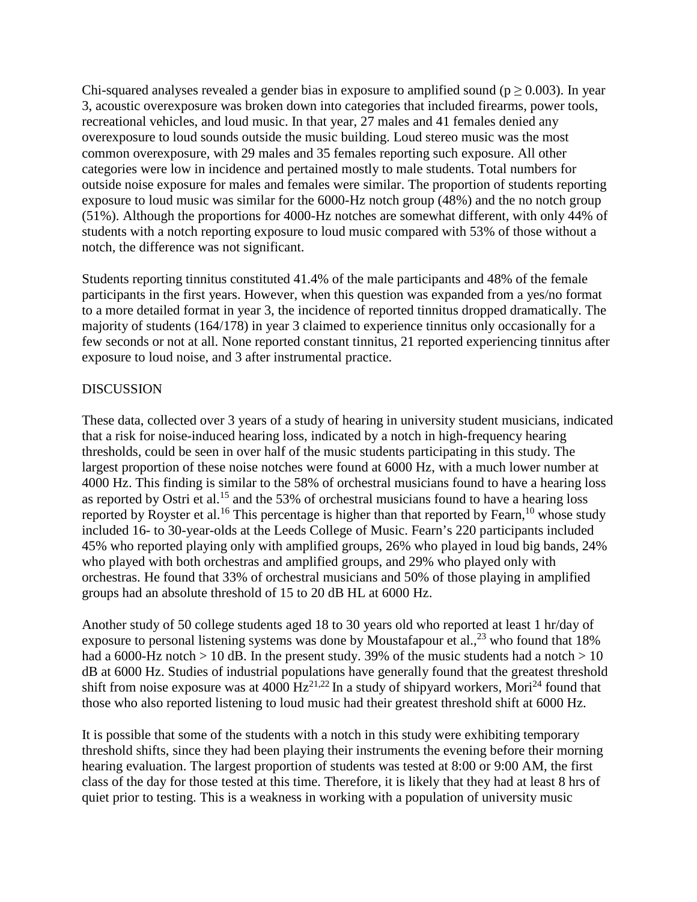Chi-squared analyses revealed a gender bias in exposure to amplified sound ($p \geq 0.003$). In year 3, acoustic overexposure was broken down into categories that included firearms, power tools, recreational vehicles, and loud music. In that year, 27 males and 41 females denied any overexposure to loud sounds outside the music building. Loud stereo music was the most common overexposure, with 29 males and 35 females reporting such exposure. All other categories were low in incidence and pertained mostly to male students. Total numbers for outside noise exposure for males and females were similar. The proportion of students reporting exposure to loud music was similar for the 6000-Hz notch group (48%) and the no notch group (51%). Although the proportions for 4000-Hz notches are somewhat different, with only 44% of students with a notch reporting exposure to loud music compared with 53% of those without a notch, the difference was not significant.

Students reporting tinnitus constituted 41.4% of the male participants and 48% of the female participants in the first years. However, when this question was expanded from a yes/no format to a more detailed format in year 3, the incidence of reported tinnitus dropped dramatically. The majority of students (164/178) in year 3 claimed to experience tinnitus only occasionally for a few seconds or not at all. None reported constant tinnitus, 21 reported experiencing tinnitus after exposure to loud noise, and 3 after instrumental practice.

## DISCUSSION

These data, collected over 3 years of a study of hearing in university student musicians, indicated that a risk for noise-induced hearing loss, indicated by a notch in high-frequency hearing thresholds, could be seen in over half of the music students participating in this study. The largest proportion of these noise notches were found at 6000 Hz, with a much lower number at 4000 Hz. This finding is similar to the 58% of orchestral musicians found to have a hearing loss as reported by Ostri et al.[15] and the 53% of orchestral musicians found to have a hearing loss reported by Royster et al.[16] This percentage is higher than that reported by Fearn,[10] whose study included 16- to 30-year-olds at the Leeds College of Music. Fearn's 220 participants included 45% who reported playing only with amplified groups, 26% who played in loud big bands, 24% who played with both orchestras and amplified groups, and 29% who played only with orchestras. He found that 33% of orchestral musicians and 50% of those playing in amplified groups had an absolute threshold of 15 to 20 dB HL at 6000 Hz.

Another study of 50 college students aged 18 to 30 years old who reported at least 1 hr/day of exposure to personal listening systems was done by Moustafapour et al.,[23] who found that 18% had a 6000-Hz notch > 10 dB. In the present study. 39% of the music students had a notch > 10 dB at 6000 Hz. Studies of industrial populations have generally found that the greatest threshold shift from noise exposure was at 4000 Hz[21,22] In a study of shipyard workers, Mori[24] found that those who also reported listening to loud music had their greatest threshold shift at 6000 Hz.

It is possible that some of the students with a notch in this study were exhibiting temporary threshold shifts, since they had been playing their instruments the evening before their morning hearing evaluation. The largest proportion of students was tested at 8:00 or 9:00 AM, the first class of the day for those tested at this time. Therefore, it is likely that they had at least 8 hrs of quiet prior to testing. This is a weakness in working with a population of university music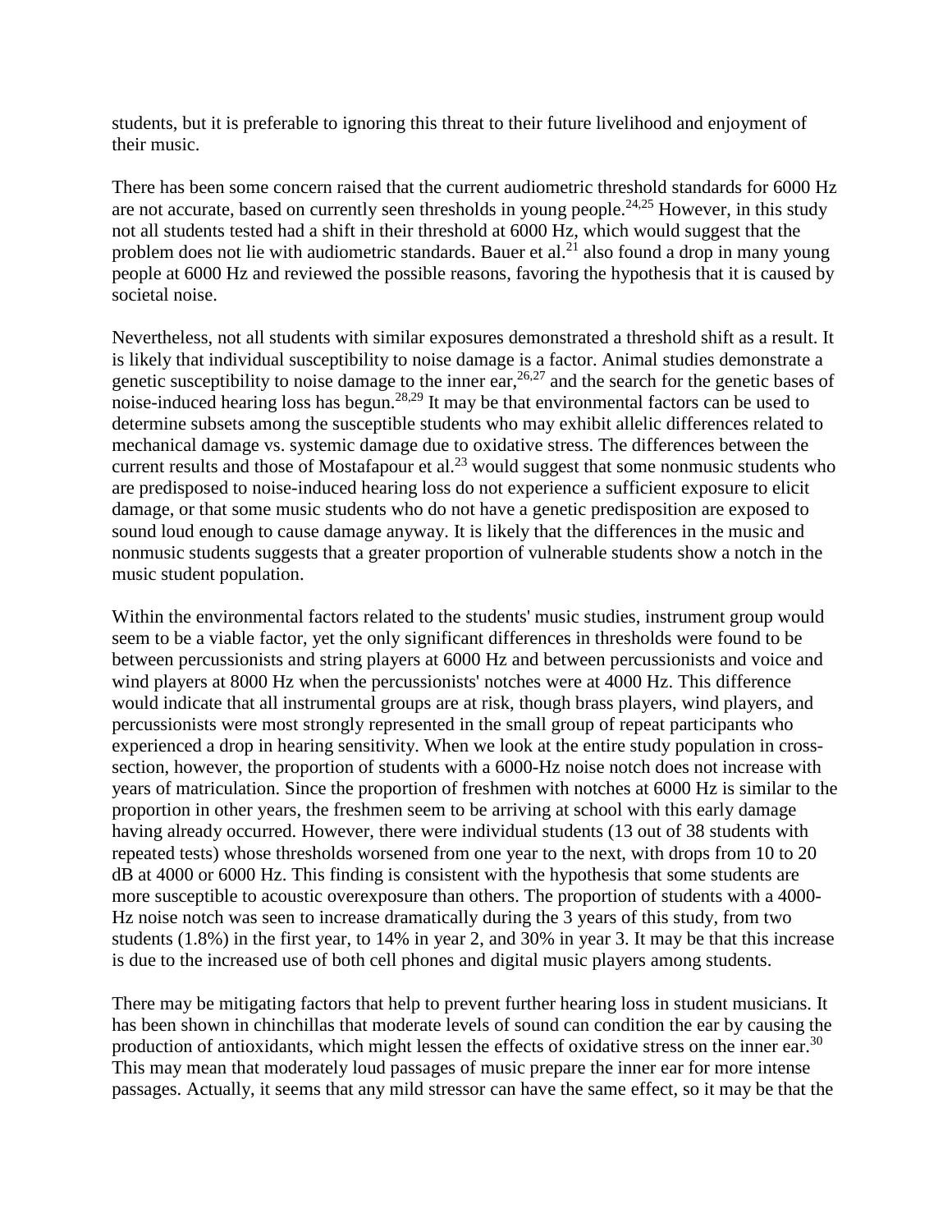students, but it is preferable to ignoring this threat to their future livelihood and enjoyment of their music.

There has been some concern raised that the current audiometric threshold standards for 6000 Hz are not accurate, based on currently seen thresholds in young people.[24,25] However, in this study not all students tested had a shift in their threshold at 6000 Hz, which would suggest that the problem does not lie with audiometric standards. Bauer et al.[21] also found a drop in many young people at 6000 Hz and reviewed the possible reasons, favoring the hypothesis that it is caused by societal noise.

Nevertheless, not all students with similar exposures demonstrated a threshold shift as a result. It is likely that individual susceptibility to noise damage is a factor. Animal studies demonstrate a genetic susceptibility to noise damage to the inner ear,[26,27] and the search for the genetic bases of noise-induced hearing loss has begun.[28,29] It may be that environmental factors can be used to determine subsets among the susceptible students who may exhibit allelic differences related to mechanical damage vs. systemic damage due to oxidative stress. The differences between the current results and those of Mostafapour et al.[23] would suggest that some nonmusic students who are predisposed to noise-induced hearing loss do not experience a sufficient exposure to elicit damage, or that some music students who do not have a genetic predisposition are exposed to sound loud enough to cause damage anyway. It is likely that the differences in the music and nonmusic students suggests that a greater proportion of vulnerable students show a notch in the music student population.

Within the environmental factors related to the students' music studies, instrument group would seem to be a viable factor, yet the only significant differences in thresholds were found to be between percussionists and string players at 6000 Hz and between percussionists and voice and wind players at 8000 Hz when the percussionists' notches were at 4000 Hz. This difference would indicate that all instrumental groups are at risk, though brass players, wind players, and percussionists were most strongly represented in the small group of repeat participants who experienced a drop in hearing sensitivity. When we look at the entire study population in cross-section, however, the proportion of students with a 6000-Hz noise notch does not increase with years of matriculation. Since the proportion of freshmen with notches at 6000 Hz is similar to the proportion in other years, the freshmen seem to be arriving at school with this early damage having already occurred. However, there were individual students (13 out of 38 students with repeated tests) whose thresholds worsened from one year to the next, with drops from 10 to 20 dB at 4000 or 6000 Hz. This finding is consistent with the hypothesis that some students are more susceptible to acoustic overexposure than others. The proportion of students with a 4000-Hz noise notch was seen to increase dramatically during the 3 years of this study, from two students (1.8%) in the first year, to 14% in year 2, and 30% in year 3. It may be that this increase is due to the increased use of both cell phones and digital music players among students.

There may be mitigating factors that help to prevent further hearing loss in student musicians. It has been shown in chinchillas that moderate levels of sound can condition the ear by causing the production of antioxidants, which might lessen the effects of oxidative stress on the inner ear.[30] This may mean that moderately loud passages of music prepare the inner ear for more intense passages. Actually, it seems that any mild stressor can have the same effect, so it may be that the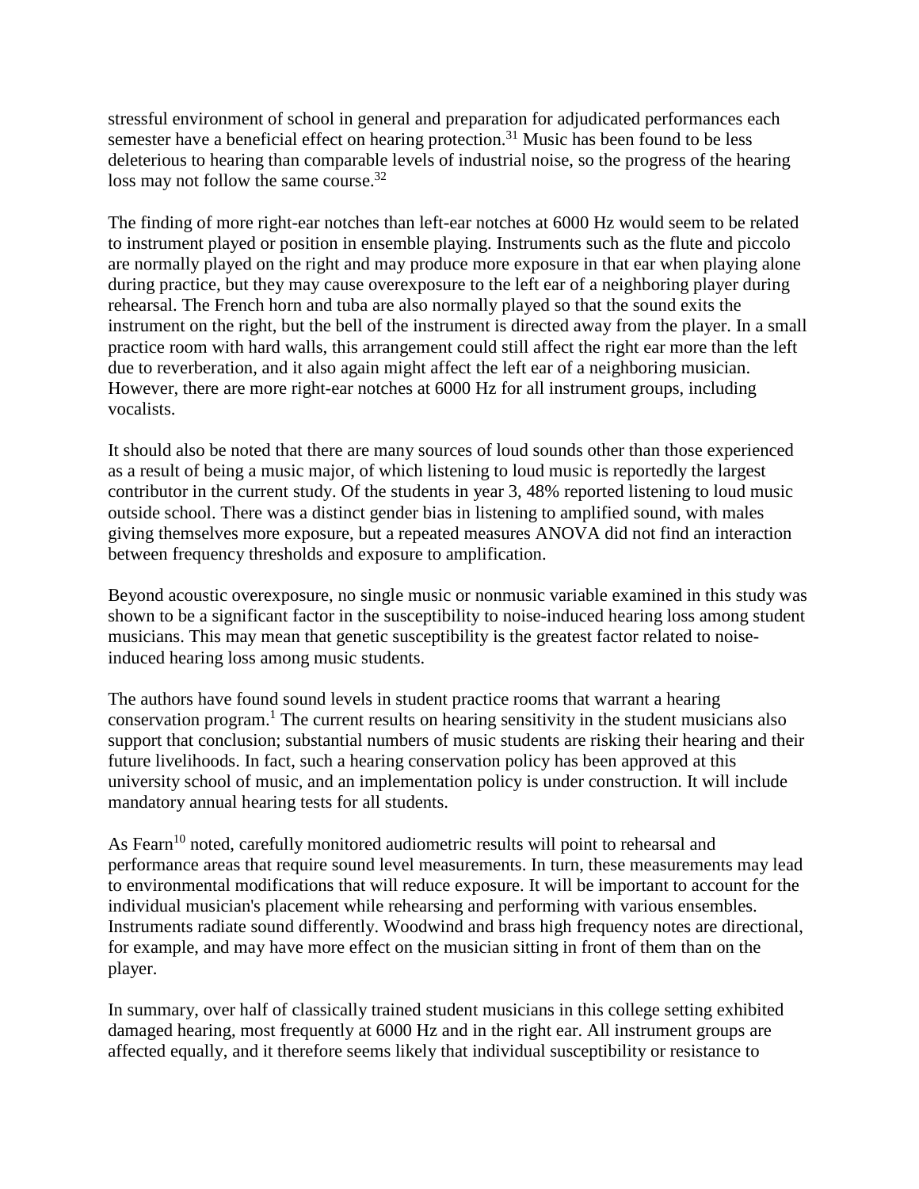stressful environment of school in general and preparation for adjudicated performances each semester have a beneficial effect on hearing protection.[31] Music has been found to be less deleterious to hearing than comparable levels of industrial noise, so the progress of the hearing loss may not follow the same course.[32]

The finding of more right-ear notches than left-ear notches at 6000 Hz would seem to be related to instrument played or position in ensemble playing. Instruments such as the flute and piccolo are normally played on the right and may produce more exposure in that ear when playing alone during practice, but they may cause overexposure to the left ear of a neighboring player during rehearsal. The French horn and tuba are also normally played so that the sound exits the instrument on the right, but the bell of the instrument is directed away from the player. In a small practice room with hard walls, this arrangement could still affect the right ear more than the left due to reverberation, and it also again might affect the left ear of a neighboring musician. However, there are more right-ear notches at 6000 Hz for all instrument groups, including vocalists.

It should also be noted that there are many sources of loud sounds other than those experienced as a result of being a music major, of which listening to loud music is reportedly the largest contributor in the current study. Of the students in year 3, 48% reported listening to loud music outside school. There was a distinct gender bias in listening to amplified sound, with males giving themselves more exposure, but a repeated measures ANOVA did not find an interaction between frequency thresholds and exposure to amplification.

Beyond acoustic overexposure, no single music or nonmusic variable examined in this study was shown to be a significant factor in the susceptibility to noise-induced hearing loss among student musicians. This may mean that genetic susceptibility is the greatest factor related to noise-induced hearing loss among music students.

The authors have found sound levels in student practice rooms that warrant a hearing conservation program.[1] The current results on hearing sensitivity in the student musicians also support that conclusion; substantial numbers of music students are risking their hearing and their future livelihoods. In fact, such a hearing conservation policy has been approved at this university school of music, and an implementation policy is under construction. It will include mandatory annual hearing tests for all students.

As Fearn[10] noted, carefully monitored audiometric results will point to rehearsal and performance areas that require sound level measurements. In turn, these measurements may lead to environmental modifications that will reduce exposure. It will be important to account for the individual musician's placement while rehearsing and performing with various ensembles. Instruments radiate sound differently. Woodwind and brass high frequency notes are directional, for example, and may have more effect on the musician sitting in front of them than on the player.

In summary, over half of classically trained student musicians in this college setting exhibited damaged hearing, most frequently at 6000 Hz and in the right ear. All instrument groups are affected equally, and it therefore seems likely that individual susceptibility or resistance to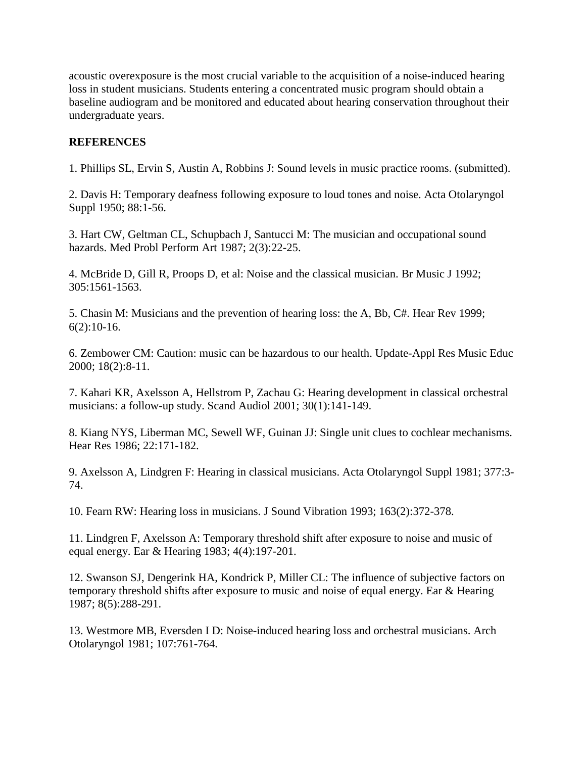acoustic overexposure is the most crucial variable to the acquisition of a noise-induced hearing loss in student musicians. Students entering a concentrated music program should obtain a baseline audiogram and be monitored and educated about hearing conservation throughout their undergraduate years.

**REFERENCES**

1. Phillips SL, Ervin S, Austin A, Robbins J: Sound levels in music practice rooms. (submitted).

2. Davis H: Temporary deafness following exposure to loud tones and noise. Acta Otolaryngol Suppl 1950; 88:1-56.

3. Hart CW, Geltman CL, Schupbach J, Santucci M: The musician and occupational sound hazards. Med Probl Perform Art 1987; 2(3):22-25.

4. McBride D, Gill R, Proops D, et al: Noise and the classical musician. Br Music J 1992; 305:1561-1563.

5. Chasin M: Musicians and the prevention of hearing loss: the A, Bb, C#. Hear Rev 1999; 6(2):10-16.

6. Zembower CM: Caution: music can be hazardous to our health. Update-Appl Res Music Educ 2000; 18(2):8-11.

7. Kahari KR, Axelsson A, Hellstrom P, Zachau G: Hearing development in classical orchestral musicians: a follow-up study. Scand Audiol 2001; 30(1):141-149.

8. Kiang NYS, Liberman MC, Sewell WF, Guinan JJ: Single unit clues to cochlear mechanisms. Hear Res 1986; 22:171-182.

9. Axelsson A, Lindgren F: Hearing in classical musicians. Acta Otolaryngol Suppl 1981; 377:3-74.

10. Fearn RW: Hearing loss in musicians. J Sound Vibration 1993; 163(2):372-378.

11. Lindgren F, Axelsson A: Temporary threshold shift after exposure to noise and music of equal energy. Ear & Hearing 1983; 4(4):197-201.

12. Swanson SJ, Dengerink HA, Kondrick P, Miller CL: The influence of subjective factors on temporary threshold shifts after exposure to music and noise of equal energy. Ear & Hearing 1987; 8(5):288-291.

13. Westmore MB, Eversden I D: Noise-induced hearing loss and orchestral musicians. Arch Otolaryngol 1981; 107:761-764.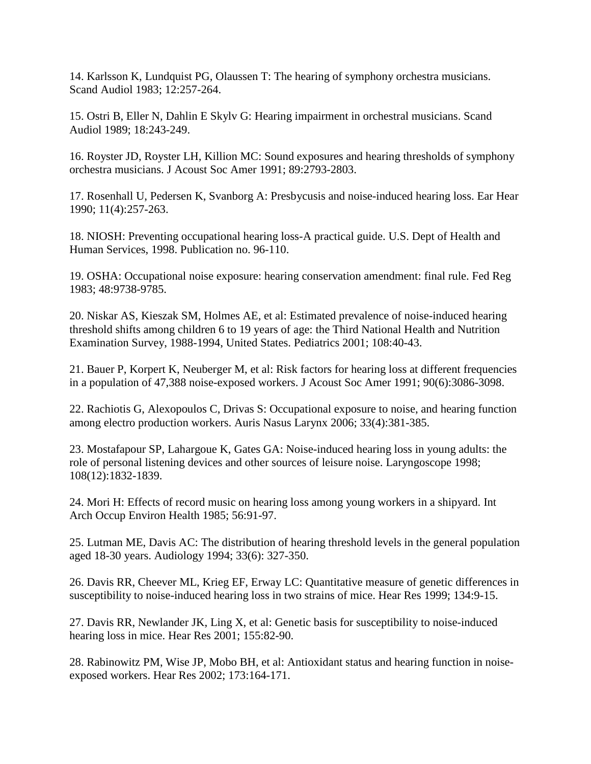14. Karlsson K, Lundquist PG, Olaussen T: The hearing of symphony orchestra musicians. Scand Audiol 1983; 12:257-264.

15. Ostri B, Eller N, Dahlin E Skylv G: Hearing impairment in orchestral musicians. Scand Audiol 1989; 18:243-249.

16. Royster JD, Royster LH, Killion MC: Sound exposures and hearing thresholds of symphony orchestra musicians. J Acoust Soc Amer 1991; 89:2793-2803.

17. Rosenhall U, Pedersen K, Svanborg A: Presbycusis and noise-induced hearing loss. Ear Hear 1990; 11(4):257-263.

18. NIOSH: Preventing occupational hearing loss-A practical guide. U.S. Dept of Health and Human Services, 1998. Publication no. 96-110.

19. OSHA: Occupational noise exposure: hearing conservation amendment: final rule. Fed Reg 1983; 48:9738-9785.

20. Niskar AS, Kieszak SM, Holmes AE, et al: Estimated prevalence of noise-induced hearing threshold shifts among children 6 to 19 years of age: the Third National Health and Nutrition Examination Survey, 1988-1994, United States. Pediatrics 2001; 108:40-43.

21. Bauer P, Korpert K, Neuberger M, et al: Risk factors for hearing loss at different frequencies in a population of 47,388 noise-exposed workers. J Acoust Soc Amer 1991; 90(6):3086-3098.

22. Rachiotis G, Alexopoulos C, Drivas S: Occupational exposure to noise, and hearing function among electro production workers. Auris Nasus Larynx 2006; 33(4):381-385.

23. Mostafapour SP, Lahargoue K, Gates GA: Noise-induced hearing loss in young adults: the role of personal listening devices and other sources of leisure noise. Laryngoscope 1998; 108(12):1832-1839.

24. Mori H: Effects of record music on hearing loss among young workers in a shipyard. Int Arch Occup Environ Health 1985; 56:91-97.

25. Lutman ME, Davis AC: The distribution of hearing threshold levels in the general population aged 18-30 years. Audiology 1994; 33(6): 327-350.

26. Davis RR, Cheever ML, Krieg EF, Erway LC: Quantitative measure of genetic differences in susceptibility to noise-induced hearing loss in two strains of mice. Hear Res 1999; 134:9-15.

27. Davis RR, Newlander JK, Ling X, et al: Genetic basis for susceptibility to noise-induced hearing loss in mice. Hear Res 2001; 155:82-90.

28. Rabinowitz PM, Wise JP, Mobo BH, et al: Antioxidant status and hearing function in noise-exposed workers. Hear Res 2002; 173:164-171.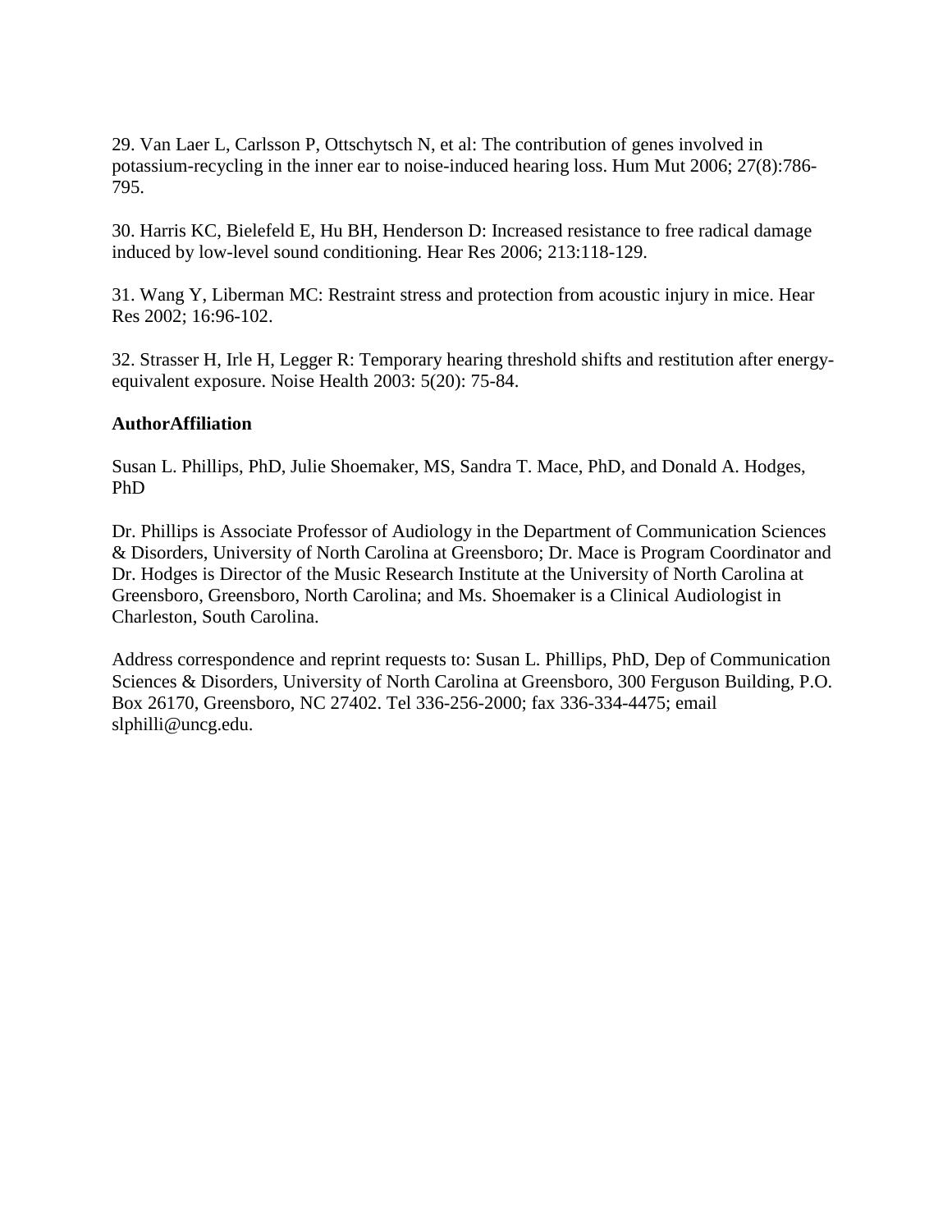29. Van Laer L, Carlsson P, Ottschytsch N, et al: The contribution of genes involved in potassium-recycling in the inner ear to noise-induced hearing loss. Hum Mut 2006; 27(8):786-795.

30. Harris KC, Bielefeld E, Hu BH, Henderson D: Increased resistance to free radical damage induced by low-level sound conditioning. Hear Res 2006; 213:118-129.

31. Wang Y, Liberman MC: Restraint stress and protection from acoustic injury in mice. Hear Res 2002; 16:96-102.

32. Strasser H, Irle H, Legger R: Temporary hearing threshold shifts and restitution after energy-equivalent exposure. Noise Health 2003: 5(20): 75-84.

**AuthorAffiliation**

Susan L. Phillips, PhD, Julie Shoemaker, MS, Sandra T. Mace, PhD, and Donald A. Hodges, PhD

Dr. Phillips is Associate Professor of Audiology in the Department of Communication Sciences & Disorders, University of North Carolina at Greensboro; Dr. Mace is Program Coordinator and Dr. Hodges is Director of the Music Research Institute at the University of North Carolina at Greensboro, Greensboro, North Carolina; and Ms. Shoemaker is a Clinical Audiologist in Charleston, South Carolina.

Address correspondence and reprint requests to: Susan L. Phillips, PhD, Dep of Communication Sciences & Disorders, University of North Carolina at Greensboro, 300 Ferguson Building, P.O. Box 26170, Greensboro, NC 27402. Tel 336-256-2000; fax 336-334-4475; email slphilli@uncg.edu.